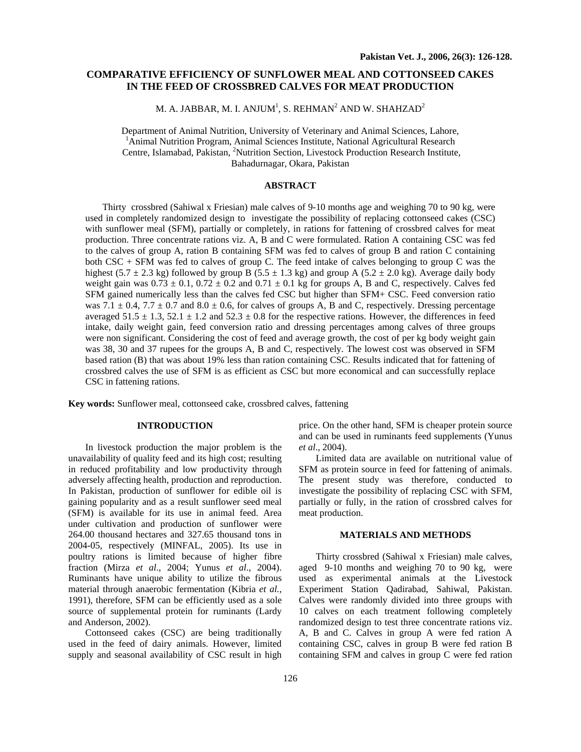# COMPARATIVE EFFICIENCY OF SUNFLOWER MEAL AND COTTONSEED CAKES IN THE FEED OF CROSSBRED CALVES FOR MEAT PRODUCTION

M. A. JABBAR, M. I. ANJUM[1], S. REHMAN[2] AND W. SHAHZAD[2]

Department of Animal Nutrition, University of Veterinary and Animal Sciences, Lahore, [1]Animal Nutrition Program, Animal Sciences Institute, National Agricultural Research Centre, Islamabad, Pakistan, [2]Nutrition Section, Livestock Production Research Institute, Bahadurnagar, Okara, Pakistan

## ABSTRACT

Thirty crossbred (Sahiwal x Friesian) male calves of 9-10 months age and weighing 70 to 90 kg, were used in completely randomized design to investigate the possibility of replacing cottonseed cakes (CSC) with sunflower meal (SFM), partially or completely, in rations for fattening of crossbred calves for meat production. Three concentrate rations viz. A, B and C were formulated. Ration A containing CSC was fed to the calves of group A, ration B containing SFM was fed to calves of group B and ration C containing both CSC + SFM was fed to calves of group C. The feed intake of calves belonging to group C was the highest (5.7 ± 2.3 kg) followed by group B (5.5 ± 1.3 kg) and group A (5.2 ± 2.0 kg). Average daily body weight gain was 0.73 ± 0.1, 0.72 ± 0.2 and 0.71 ± 0.1 kg for groups A, B and C, respectively. Calves fed SFM gained numerically less than the calves fed CSC but higher than SFM+ CSC. Feed conversion ratio was 7.1 ± 0.4, 7.7 ± 0.7 and 8.0 ± 0.6, for calves of groups A, B and C, respectively. Dressing percentage averaged 51.5 ± 1.3, 52.1 ± 1.2 and 52.3 ± 0.8 for the respective rations. However, the differences in feed intake, daily weight gain, feed conversion ratio and dressing percentages among calves of three groups were non significant. Considering the cost of feed and average growth, the cost of per kg body weight gain was 38, 30 and 37 rupees for the groups A, B and C, respectively. The lowest cost was observed in SFM based ration (B) that was about 19% less than ration containing CSC. Results indicated that for fattening of crossbred calves the use of SFM is as efficient as CSC but more economical and can successfully replace CSC in fattening rations.

**Key words:** Sunflower meal, cottonseed cake, crossbred calves, fattening

## INTRODUCTION

In livestock production the major problem is the unavailability of quality feed and its high cost; resulting in reduced profitability and low productivity through adversely affecting health, production and reproduction. In Pakistan, production of sunflower for edible oil is gaining popularity and as a result sunflower seed meal (SFM) is available for its use in animal feed. Area under cultivation and production of sunflower were 264.00 thousand hectares and 327.65 thousand tons in 2004-05, respectively (MINFAL, 2005). Its use in poultry rations is limited because of higher fibre fraction (Mirza *et al*., 2004; Yunus *et al*., 2004). Ruminants have unique ability to utilize the fibrous material through anaerobic fermentation (Kibria *et al.,* 1991), therefore, SFM can be efficiently used as a sole source of supplemental protein for ruminants (Lardy and Anderson, 2002).

Cottonseed cakes (CSC) are being traditionally used in the feed of dairy animals. However, limited supply and seasonal availability of CSC result in high price. On the other hand, SFM is cheaper protein source and can be used in ruminants feed supplements (Yunus *et al*., 2004).

Limited data are available on nutritional value of SFM as protein source in feed for fattening of animals. The present study was therefore, conducted to investigate the possibility of replacing CSC with SFM, partially or fully, in the ration of crossbred calves for meat production.

## MATERIALS AND METHODS

Thirty crossbred (Sahiwal x Friesian) male calves, aged 9-10 months and weighing 70 to 90 kg, were used as experimental animals at the Livestock Experiment Station Qadirabad, Sahiwal, Pakistan. Calves were randomly divided into three groups with 10 calves on each treatment following completely randomized design to test three concentrate rations viz. A, B and C. Calves in group A were fed ration A containing CSC, calves in group B were fed ration B containing SFM and calves in group C were fed ration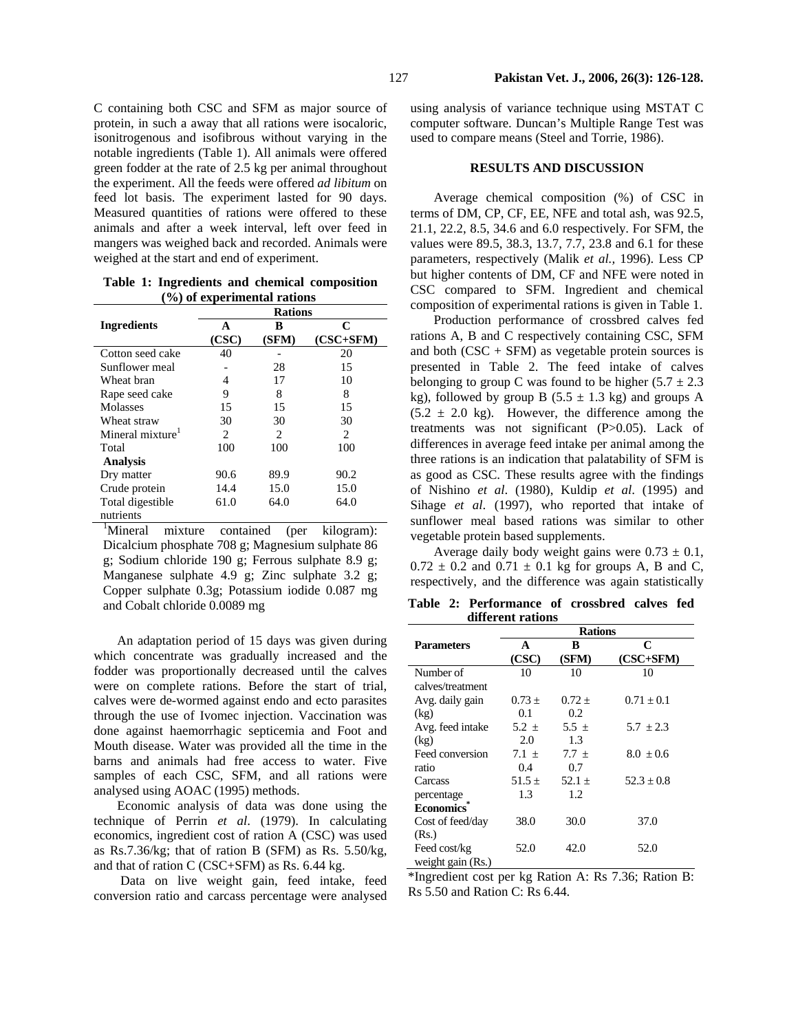C containing both CSC and SFM as major source of protein, in such a away that all rations were isocaloric, isonitrogenous and isofibrous without varying in the notable ingredients (Table 1). All animals were offered green fodder at the rate of 2.5 kg per animal throughout the experiment. All the feeds were offered *ad libitum* on feed lot basis. The experiment lasted for 90 days. Measured quantities of rations were offered to these animals and after a week interval, left over feed in mangers was weighed back and recorded. Animals were weighed at the start and end of experiment.

**Table 1: Ingredients and chemical composition (%) of experimental rations**

| Ingredients | Rations | | |
|---|---|---|---|
| | **A (CSC)** | **B (SFM)** | **C (CSC+SFM)** |
| Cotton seed cake | 40 | - | 20 |
| Sunflower meal | - | 28 | 15 |
| Wheat bran | 4 | 17 | 10 |
| Rape seed cake | 9 | 8 | 8 |
| Molasses | 15 | 15 | 15 |
| Wheat straw | 30 | 30 | 30 |
| Mineral mixture[1] | 2 | 2 | 2 |
| Total | 100 | 100 | 100 |
| **Analysis** | | | |
| Dry matter | 90.6 | 89.9 | 90.2 |
| Crude protein | 14.4 | 15.0 | 15.0 |
| Total digestible nutrients | 61.0 | 64.0 | 64.0 |

[1]Mineral mixture contained (per kilogram): Dicalcium phosphate 708 g; Magnesium sulphate 86 g; Sodium chloride 190 g; Ferrous sulphate 8.9 g; Manganese sulphate 4.9 g; Zinc sulphate 3.2 g; Copper sulphate 0.3g; Potassium iodide 0.087 mg and Cobalt chloride 0.0089 mg

An adaptation period of 15 days was given during which concentrate was gradually increased and the fodder was proportionally decreased until the calves were on complete rations. Before the start of trial, calves were de-wormed against endo and ecto parasites through the use of Ivomec injection. Vaccination was done against haemorrhagic septicemia and Foot and Mouth disease. Water was provided all the time in the barns and animals had free access to water. Five samples of each CSC, SFM, and all rations were analysed using AOAC (1995) methods.

Economic analysis of data was done using the technique of Perrin *et al*. (1979). In calculating economics, ingredient cost of ration A (CSC) was used as Rs.7.36/kg; that of ration B (SFM) as Rs. 5.50/kg, and that of ration C (CSC+SFM) as Rs. 6.44 kg.

Data on live weight gain, feed intake, feed conversion ratio and carcass percentage were analysed using analysis of variance technique using MSTAT C computer software. Duncan's Multiple Range Test was used to compare means (Steel and Torrie, 1986).

## RESULTS AND DISCUSSION

Average chemical composition (%) of CSC in terms of DM, CP, CF, EE, NFE and total ash, was 92.5, 21.1, 22.2, 8.5, 34.6 and 6.0 respectively. For SFM, the values were 89.5, 38.3, 13.7, 7.7, 23.8 and 6.1 for these parameters, respectively (Malik *et al.,* 1996). Less CP but higher contents of DM, CF and NFE were noted in CSC compared to SFM. Ingredient and chemical composition of experimental rations is given in Table 1.

Production performance of crossbred calves fed rations A, B and C respectively containing CSC, SFM and both (CSC + SFM) as vegetable protein sources is presented in Table 2. The feed intake of calves belonging to group C was found to be higher (5.7 ± 2.3 kg), followed by group B (5.5 ± 1.3 kg) and groups A (5.2 ± 2.0 kg). However, the difference among the treatments was not significant (P>0.05). Lack of differences in average feed intake per animal among the three rations is an indication that palatability of SFM is as good as CSC. These results agree with the findings of Nishino *et al*. (1980), Kuldip *et al*. (1995) and Sihage *et al*. (1997), who reported that intake of sunflower meal based rations was similar to other vegetable protein based supplements.

Average daily body weight gains were 0.73 ± 0.1, 0.72 ± 0.2 and 0.71 ± 0.1 kg for groups A, B and C, respectively, and the difference was again statistically

**Table 2: Performance of crossbred calves fed different rations**

| Parameters | Rations | | |
|---|---|---|---|
| | **A (CSC)** | **B (SFM)** | **C (CSC+SFM)** |
| Number of calves/treatment | 10 | 10 | 10 |
| Avg. daily gain (kg) | 0.73 ± 0.1 | 0.72 ± 0.2 | 0.71 ± 0.1 |
| Avg. feed intake (kg) | 5.2 ± 2.0 | 5.5 ± 1.3 | 5.7 ± 2.3 |
| Feed conversion ratio | 7.1 ± 0.4 | 7.7 ± 0.7 | 8.0 ± 0.6 |
| Carcass percentage | 51.5 ± 1.3 | 52.1 ± 1.2 | 52.3 ± 0.8 |
| **Economics*** | | | |
| Cost of feed/day (Rs.) | 38.0 | 30.0 | 37.0 |
| Feed cost/kg weight gain (Rs.) | 52.0 | 42.0 | 52.0 |

*Ingredient cost per kg Ration A: Rs 7.36; Ration B: Rs 5.50 and Ration C: Rs 6.44.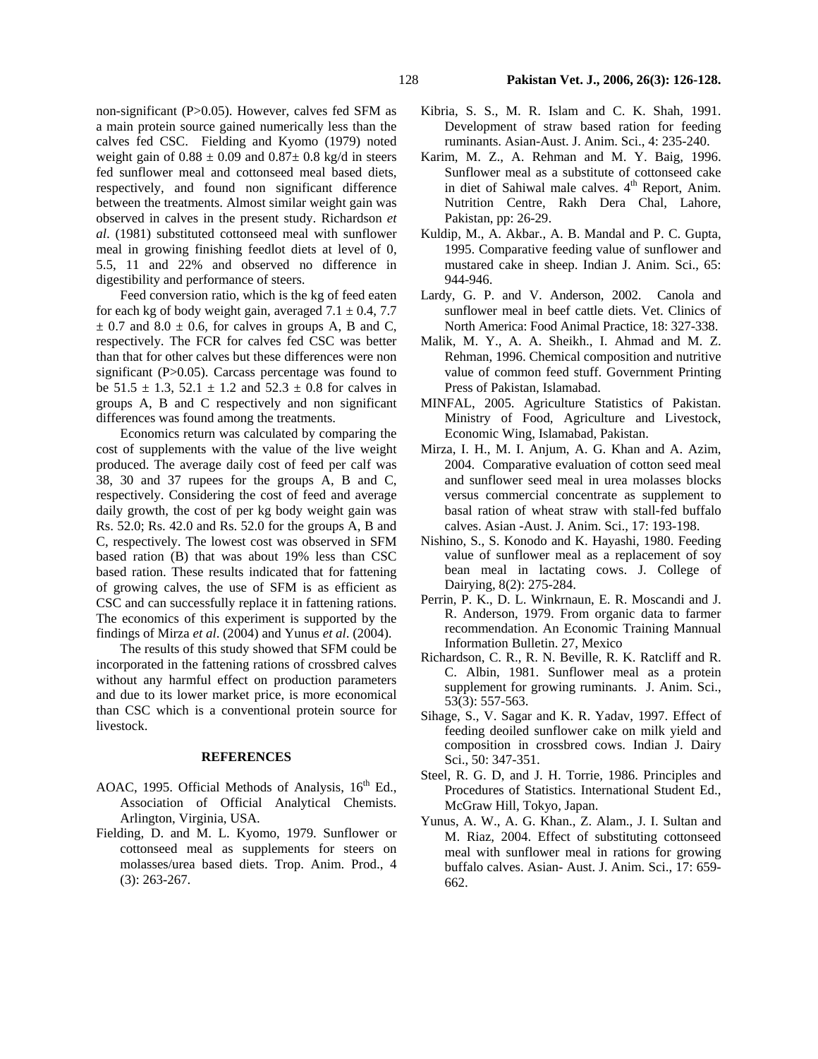non-significant (P>0.05). However, calves fed SFM as a main protein source gained numerically less than the calves fed CSC. Fielding and Kyomo (1979) noted weight gain of 0.88 ± 0.09 and 0.87± 0.8 kg/d in steers fed sunflower meal and cottonseed meal based diets, respectively, and found non significant difference between the treatments. Almost similar weight gain was observed in calves in the present study. Richardson *et al*. (1981) substituted cottonseed meal with sunflower meal in growing finishing feedlot diets at level of 0, 5.5, 11 and 22% and observed no difference in digestibility and performance of steers.

Feed conversion ratio, which is the kg of feed eaten for each kg of body weight gain, averaged 7.1 ± 0.4, 7.7 ± 0.7 and 8.0 ± 0.6, for calves in groups A, B and C, respectively. The FCR for calves fed CSC was better than that for other calves but these differences were non significant (P>0.05). Carcass percentage was found to be 51.5 ± 1.3, 52.1 ± 1.2 and 52.3 ± 0.8 for calves in groups A, B and C respectively and non significant differences was found among the treatments.

Economics return was calculated by comparing the cost of supplements with the value of the live weight produced. The average daily cost of feed per calf was 38, 30 and 37 rupees for the groups A, B and C, respectively. Considering the cost of feed and average daily growth, the cost of per kg body weight gain was Rs. 52.0; Rs. 42.0 and Rs. 52.0 for the groups A, B and C, respectively. The lowest cost was observed in SFM based ration (B) that was about 19% less than CSC based ration. These results indicated that for fattening of growing calves, the use of SFM is as efficient as CSC and can successfully replace it in fattening rations. The economics of this experiment is supported by the findings of Mirza *et al*. (2004) and Yunus *et al*. (2004).

The results of this study showed that SFM could be incorporated in the fattening rations of crossbred calves without any harmful effect on production parameters and due to its lower market price, is more economical than CSC which is a conventional protein source for livestock.

## REFERENCES

AOAC, 1995. Official Methods of Analysis, 16th Ed., Association of Official Analytical Chemists. Arlington, Virginia, USA.

Fielding, D. and M. L. Kyomo, 1979. Sunflower or cottonseed meal as supplements for steers on molasses/urea based diets. Trop. Anim. Prod., 4 (3): 263-267.

Kibria, S. S., M. R. Islam and C. K. Shah, 1991. Development of straw based ration for feeding ruminants. Asian-Aust. J. Anim. Sci., 4: 235-240.

Karim, M. Z., A. Rehman and M. Y. Baig, 1996. Sunflower meal as a substitute of cottonseed cake in diet of Sahiwal male calves. 4th Report, Anim. Nutrition Centre, Rakh Dera Chal, Lahore, Pakistan, pp: 26-29.

Kuldip, M., A. Akbar., A. B. Mandal and P. C. Gupta, 1995. Comparative feeding value of sunflower and mustared cake in sheep. Indian J. Anim. Sci., 65: 944-946.

Lardy, G. P. and V. Anderson, 2002. Canola and sunflower meal in beef cattle diets. Vet. Clinics of North America: Food Animal Practice, 18: 327-338.

Malik, M. Y., A. A. Sheikh., I. Ahmad and M. Z. Rehman, 1996. Chemical composition and nutritive value of common feed stuff. Government Printing Press of Pakistan, Islamabad.

MINFAL, 2005. Agriculture Statistics of Pakistan. Ministry of Food, Agriculture and Livestock, Economic Wing, Islamabad, Pakistan.

Mirza, I. H., M. I. Anjum, A. G. Khan and A. Azim, 2004. Comparative evaluation of cotton seed meal and sunflower seed meal in urea molasses blocks versus commercial concentrate as supplement to basal ration of wheat straw with stall-fed buffalo calves. Asian -Aust. J. Anim. Sci., 17: 193-198.

Nishino, S., S. Konodo and K. Hayashi, 1980. Feeding value of sunflower meal as a replacement of soy bean meal in lactating cows. J. College of Dairying, 8(2): 275-284.

Perrin, P. K., D. L. Winkrnaun, E. R. Moscandi and J. R. Anderson, 1979. From organic data to farmer recommendation. An Economic Training Mannual Information Bulletin. 27, Mexico

Richardson, C. R., R. N. Beville, R. K. Ratcliff and R. C. Albin, 1981. Sunflower meal as a protein supplement for growing ruminants. J. Anim. Sci., 53(3): 557-563.

Sihage, S., V. Sagar and K. R. Yadav, 1997. Effect of feeding deoiled sunflower cake on milk yield and composition in crossbred cows. Indian J. Dairy Sci., 50: 347-351.

Steel, R. G. D, and J. H. Torrie, 1986. Principles and Procedures of Statistics. International Student Ed., McGraw Hill, Tokyo, Japan.

Yunus, A. W., A. G. Khan., Z. Alam., J. I. Sultan and M. Riaz, 2004. Effect of substituting cottonseed meal with sunflower meal in rations for growing buffalo calves. Asian- Aust. J. Anim. Sci., 17: 659-662.